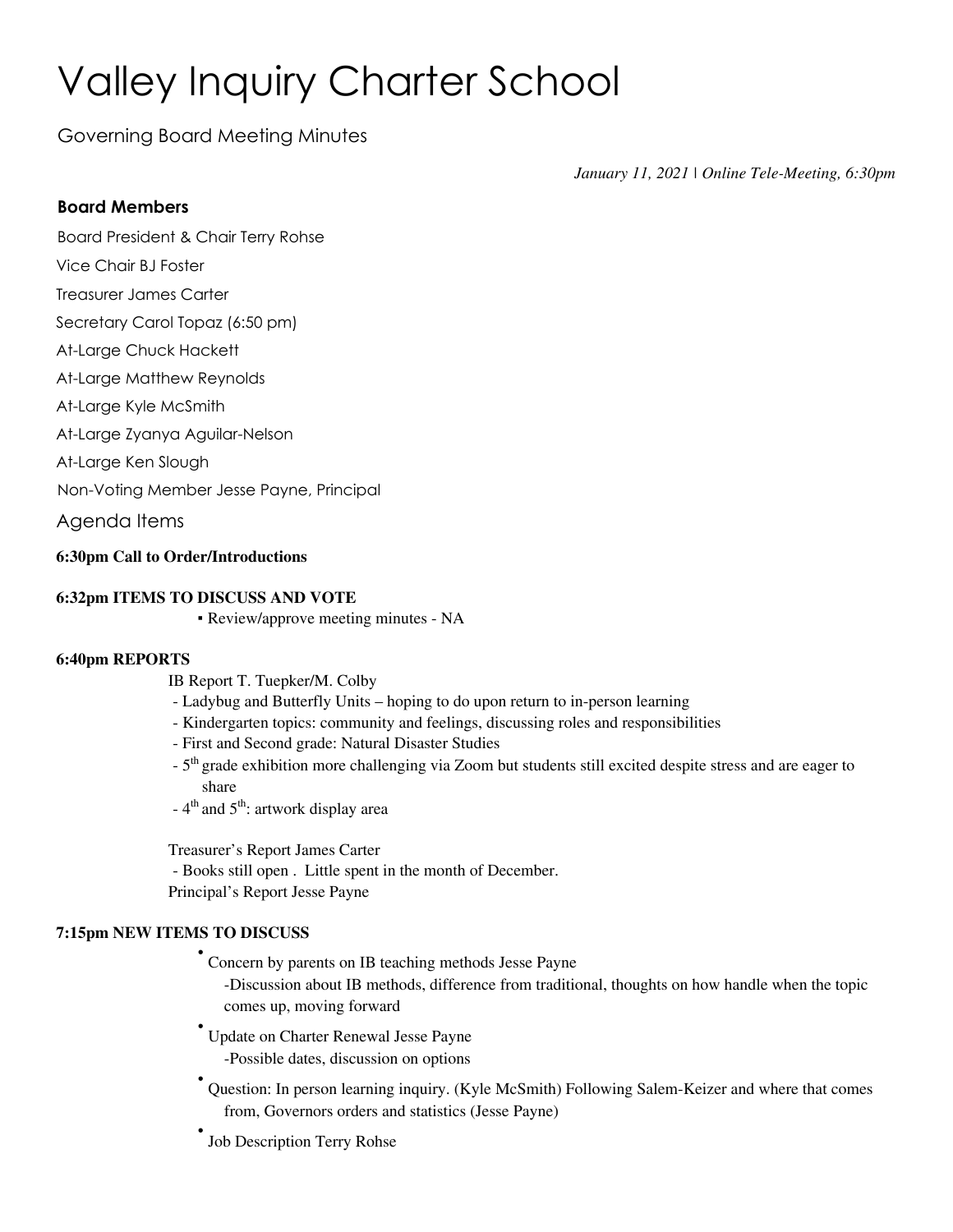# Valley Inquiry Charter School

Governing Board Meeting Minutes

*January 11, 2021 | Online Tele-Meeting, 6:30pm*

### Board Members

Board President & Chair Terry Rohse

Vice Chair BJ Foster

Treasurer James Carter

Secretary Carol Topaz (6:50 pm)

At-Large Chuck Hackett

At-Large Matthew Reynolds

At-Large Kyle McSmith

At-Large Zyanya Aguilar-Nelson

At-Large Ken Slough

Non-Voting Member Jesse Payne, Principal

## Agenda Items

**6:30pm Call to Order/Introductions**

**6:32pm ITEMS TO DISCUSS AND VOTE**

- Review/approve meeting minutes - NA

**6:40pm REPORTS**

IB Report T. Tuepker/M. Colby

- Ladybug and Butterfly Units – hoping to do upon return to in-person learning
- Kindergarten topics: community and feelings, discussing roles and responsibilities
- First and Second grade: Natural Disaster Studies
- 5th grade exhibition more challenging via Zoom but students still excited despite stress and are eager to share
- 4th and 5th: artwork display area

Treasurer's Report James Carter

- Books still open . Little spent in the month of December.

Principal's Report Jesse Payne

**7:15pm NEW ITEMS TO DISCUSS**

- Concern by parents on IB teaching methods Jesse Payne
  - Discussion about IB methods, difference from traditional, thoughts on how handle when the topic comes up, moving forward
- Update on Charter Renewal Jesse Payne
  - Possible dates, discussion on options
- Question: In person learning inquiry. (Kyle McSmith) Following Salem-Keizer and where that comes from, Governors orders and statistics (Jesse Payne)
- Job Description Terry Rohse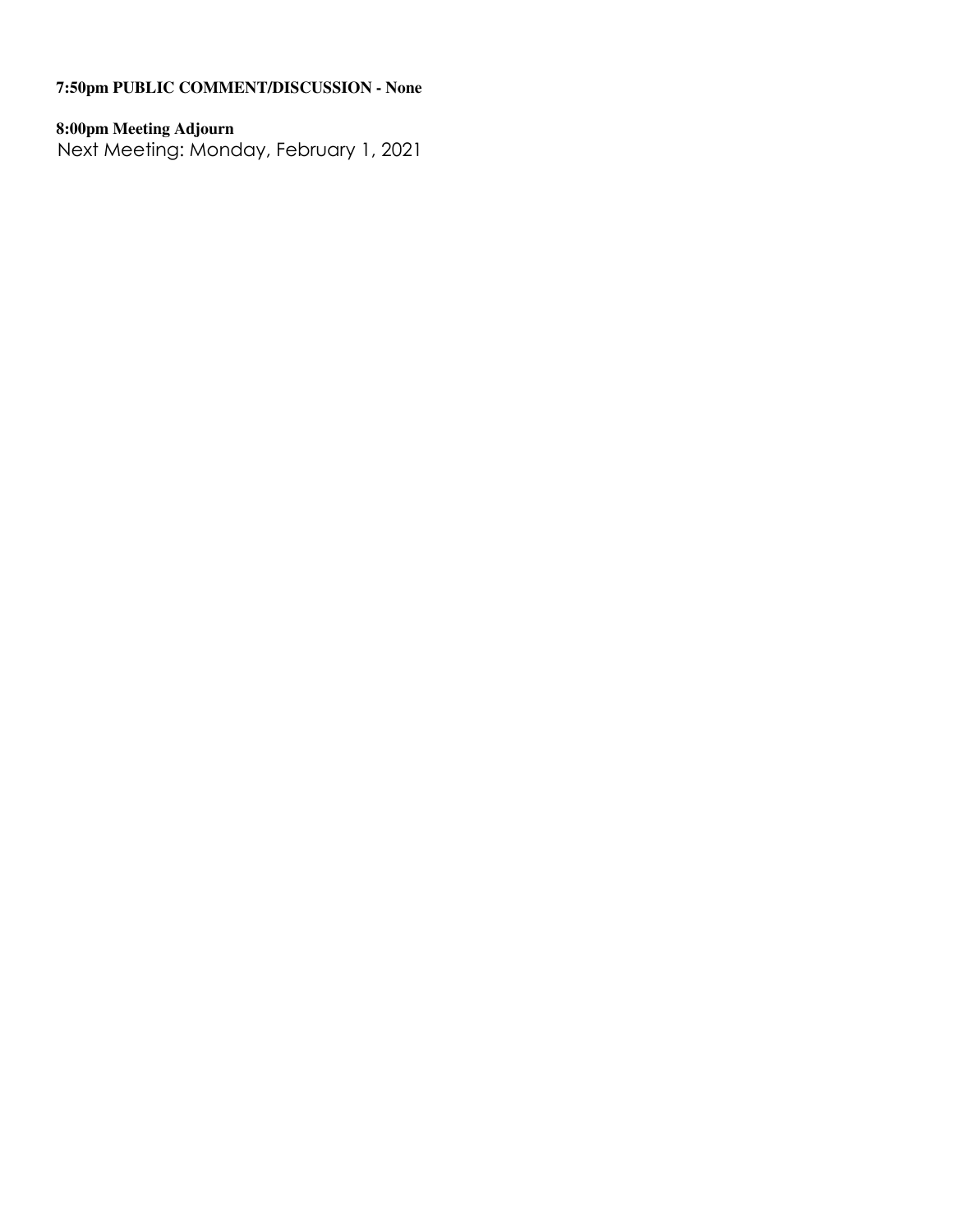**7:50pm PUBLIC COMMENT/DISCUSSION - None**

**8:00pm Meeting Adjourn**
Next Meeting: Monday, February 1, 2021